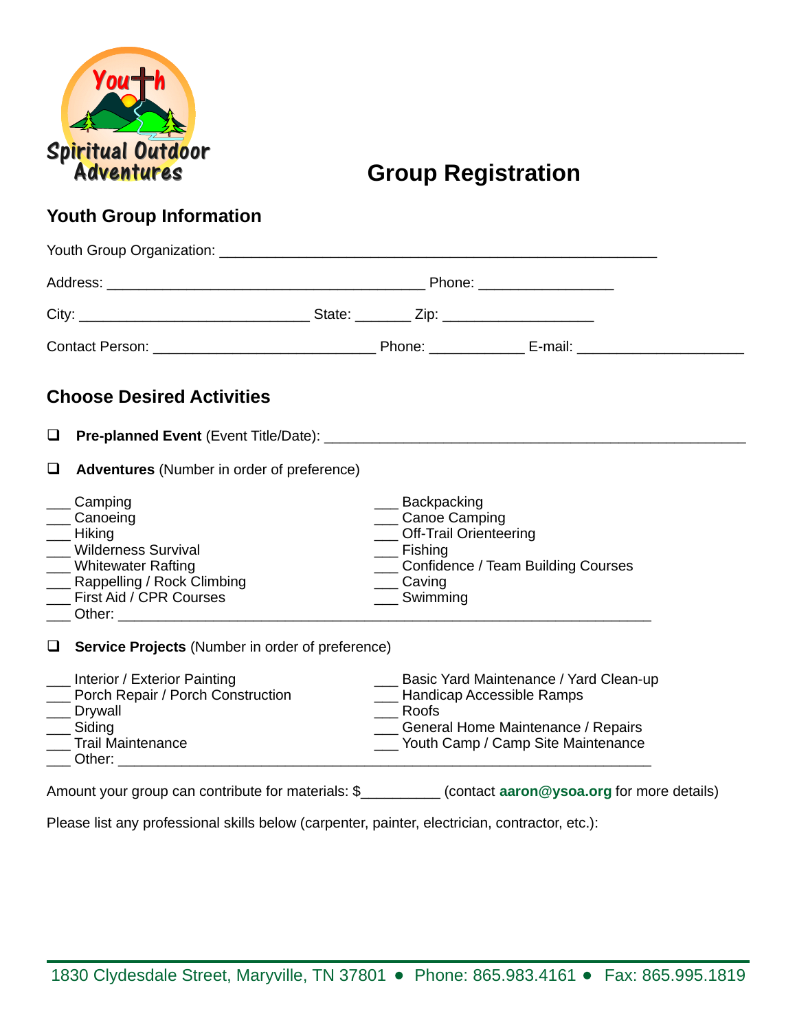Youth Spiritual Outdoor Adventures

# Group Registration

## Youth Group Information

Youth Group Organization: ___________________________________________________

Address: ________________________________________ Phone: ________________

City: _____________________________ State: _______ Zip: __________________

Contact Person: ____________________________ Phone: ____________ E-mail: _____________________

## Choose Desired Activities

❑ **Pre-planned Event** (Event Title/Date): _____________________________________________________

❑ **Adventures** (Number in order of preference)

___ Camping
___ Canoeing
___ Hiking
___ Wilderness Survival
___ Whitewater Rafting
___ Rappelling / Rock Climbing
___ First Aid / CPR Courses
___ Backpacking
___ Canoe Camping
___ Off-Trail Orienteering
___ Fishing
___ Confidence / Team Building Courses
___ Caving
___ Swimming
___ Other: ___________________________________________________________________

❑ **Service Projects** (Number in order of preference)

___ Interior / Exterior Painting
___ Porch Repair / Porch Construction
___ Drywall
___ Siding
___ Trail Maintenance
___ Basic Yard Maintenance / Yard Clean-up
___ Handicap Accessible Ramps
___ Roofs
___ General Home Maintenance / Repairs
___ Youth Camp / Camp Site Maintenance
___ Other: ___________________________________________________________________

Amount your group can contribute for materials: $__________ (contact **aaron@ysoa.org** for more details)

Please list any professional skills below (carpenter, painter, electrician, contractor, etc.):

1830 Clydesdale Street, Maryville, TN 37801 • Phone: 865.983.4161 • Fax: 865.995.1819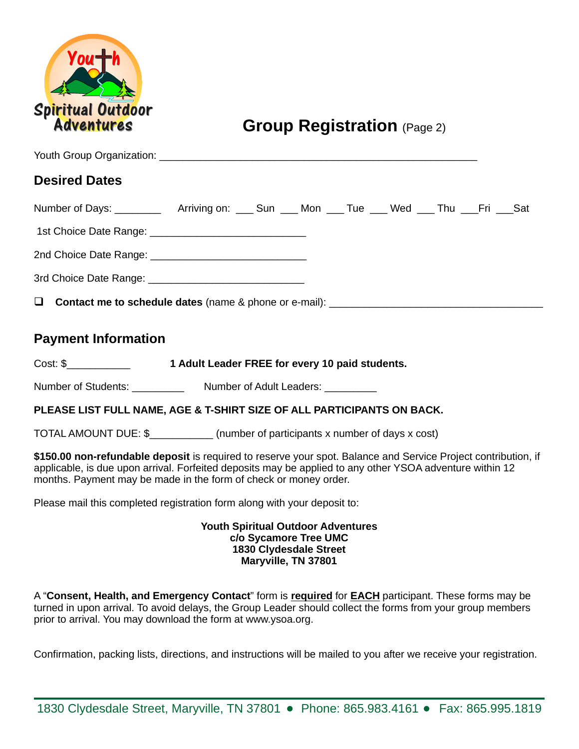# Group Registration (Page 2)

Youth Group Organization: ________________________________________________________

## Desired Dates

Number of Days: ________ Arriving on: ___ Sun ___ Mon ___ Tue ___ Wed ___ Thu ___Fri ___Sat

1st Choice Date Range: ___________________________

2nd Choice Date Range: ___________________________

3rd Choice Date Range: ___________________________

❑ **Contact me to schedule dates** (name & phone or e-mail): _____________________________________

## Payment Information

Cost: $___________ **1 Adult Leader FREE for every 10 paid students.**

Number of Students: _________ Number of Adult Leaders: _________

**PLEASE LIST FULL NAME, AGE & T-SHIRT SIZE OF ALL PARTICIPANTS ON BACK.**

TOTAL AMOUNT DUE: $___________ (number of participants x number of days x cost)

**$150.00 non-refundable deposit** is required to reserve your spot. Balance and Service Project contribution, if applicable, is due upon arrival. Forfeited deposits may be applied to any other YSOA adventure within 12 months. Payment may be made in the form of check or money order.

Please mail this completed registration form along with your deposit to:

**Youth Spiritual Outdoor Adventures**
**c/o Sycamore Tree UMC**
**1830 Clydesdale Street**
**Maryville, TN 37801**

A "**Consent, Health, and Emergency Contact**" form is **required** for **EACH** participant. These forms may be turned in upon arrival. To avoid delays, the Group Leader should collect the forms from your group members prior to arrival. You may download the form at www.ysoa.org.

Confirmation, packing lists, directions, and instructions will be mailed to you after we receive your registration.

1830 Clydesdale Street, Maryville, TN 37801 • Phone: 865.983.4161 • Fax: 865.995.1819